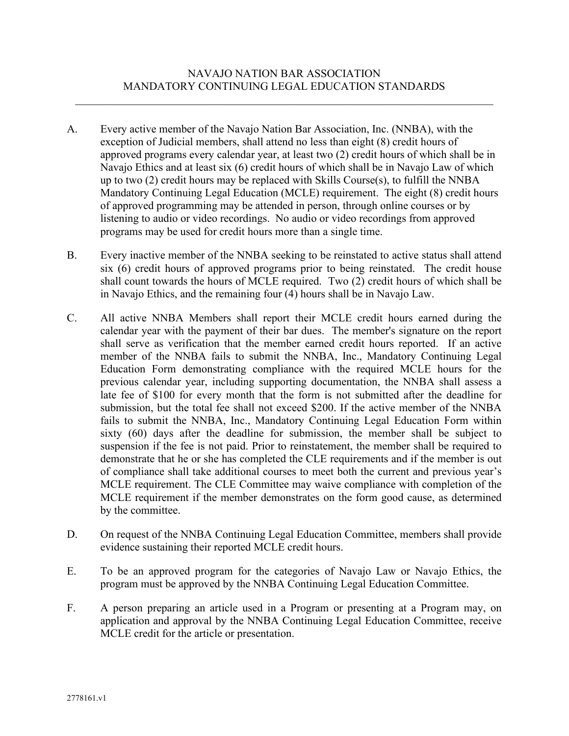# NAVAJO NATION BAR ASSOCIATION
# MANDATORY CONTINUING LEGAL EDUCATION STANDARDS

---

A. Every active member of the Navajo Nation Bar Association, Inc. (NNBA), with the exception of Judicial members, shall attend no less than eight (8) credit hours of approved programs every calendar year, at least two (2) credit hours of which shall be in Navajo Ethics and at least six (6) credit hours of which shall be in Navajo Law of which up to two (2) credit hours may be replaced with Skills Course(s), to fulfill the NNBA Mandatory Continuing Legal Education (MCLE) requirement. The eight (8) credit hours of approved programming may be attended in person, through online courses or by listening to audio or video recordings. No audio or video recordings from approved programs may be used for credit hours more than a single time.

B. Every inactive member of the NNBA seeking to be reinstated to active status shall attend six (6) credit hours of approved programs prior to being reinstated. The credit house shall count towards the hours of MCLE required. Two (2) credit hours of which shall be in Navajo Ethics, and the remaining four (4) hours shall be in Navajo Law.

C. All active NNBA Members shall report their MCLE credit hours earned during the calendar year with the payment of their bar dues. The member's signature on the report shall serve as verification that the member earned credit hours reported. If an active member of the NNBA fails to submit the NNBA, Inc., Mandatory Continuing Legal Education Form demonstrating compliance with the required MCLE hours for the previous calendar year, including supporting documentation, the NNBA shall assess a late fee of $100 for every month that the form is not submitted after the deadline for submission, but the total fee shall not exceed $200. If the active member of the NNBA fails to submit the NNBA, Inc., Mandatory Continuing Legal Education Form within sixty (60) days after the deadline for submission, the member shall be subject to suspension if the fee is not paid. Prior to reinstatement, the member shall be required to demonstrate that he or she has completed the CLE requirements and if the member is out of compliance shall take additional courses to meet both the current and previous year's MCLE requirement. The CLE Committee may waive compliance with completion of the MCLE requirement if the member demonstrates on the form good cause, as determined by the committee.

D. On request of the NNBA Continuing Legal Education Committee, members shall provide evidence sustaining their reported MCLE credit hours.

E. To be an approved program for the categories of Navajo Law or Navajo Ethics, the program must be approved by the NNBA Continuing Legal Education Committee.

F. A person preparing an article used in a Program or presenting at a Program may, on application and approval by the NNBA Continuing Legal Education Committee, receive MCLE credit for the article or presentation.

2778161.v1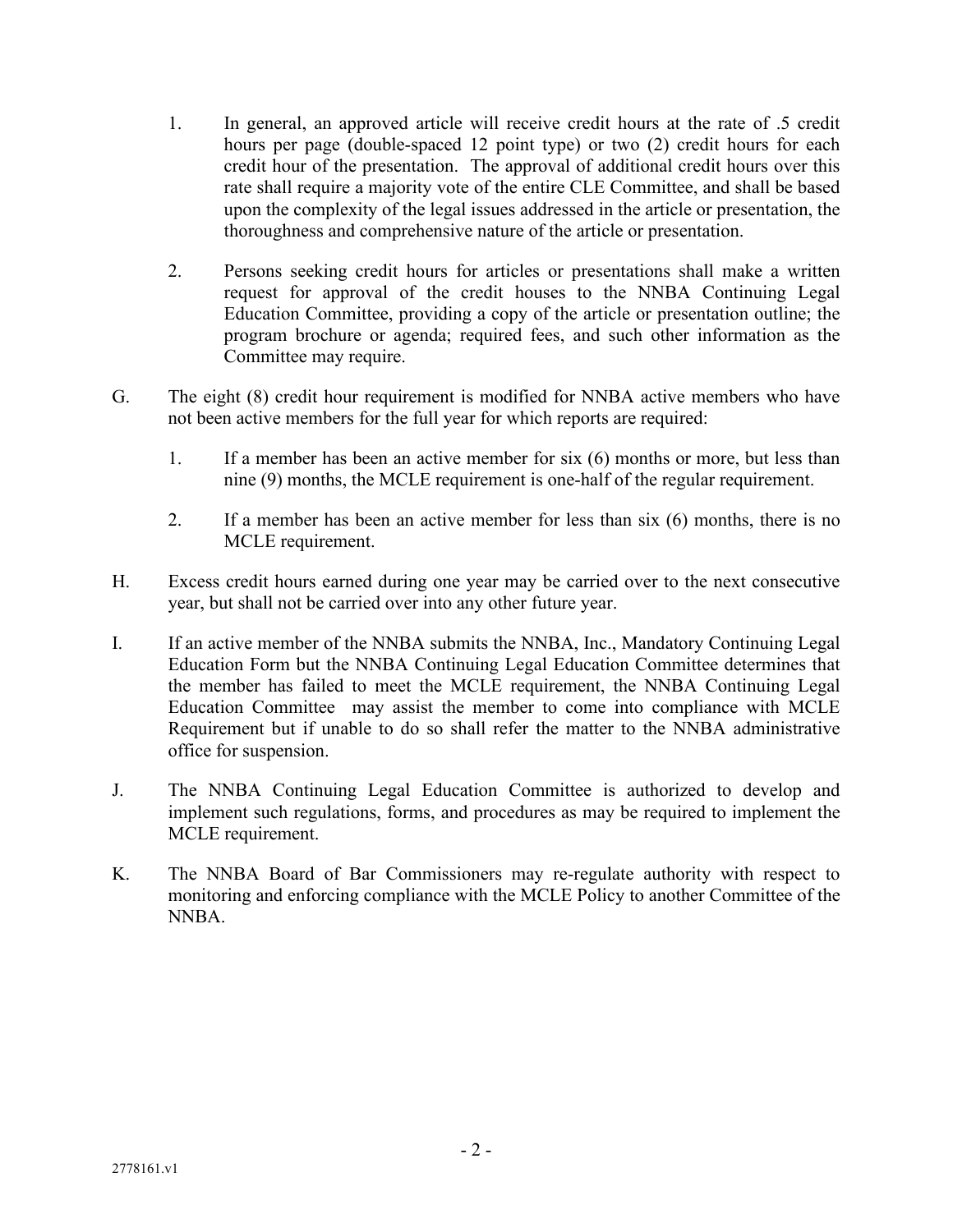1. In general, an approved article will receive credit hours at the rate of .5 credit hours per page (double-spaced 12 point type) or two (2) credit hours for each credit hour of the presentation. The approval of additional credit hours over this rate shall require a majority vote of the entire CLE Committee, and shall be based upon the complexity of the legal issues addressed in the article or presentation, the thoroughness and comprehensive nature of the article or presentation.

2. Persons seeking credit hours for articles or presentations shall make a written request for approval of the credit houses to the NNBA Continuing Legal Education Committee, providing a copy of the article or presentation outline; the program brochure or agenda; required fees, and such other information as the Committee may require.

G. The eight (8) credit hour requirement is modified for NNBA active members who have not been active members for the full year for which reports are required:

   1. If a member has been an active member for six (6) months or more, but less than nine (9) months, the MCLE requirement is one-half of the regular requirement.

   2. If a member has been an active member for less than six (6) months, there is no MCLE requirement.

H. Excess credit hours earned during one year may be carried over to the next consecutive year, but shall not be carried over into any other future year.

I. If an active member of the NNBA submits the NNBA, Inc., Mandatory Continuing Legal Education Form but the NNBA Continuing Legal Education Committee determines that the member has failed to meet the MCLE requirement, the NNBA Continuing Legal Education Committee may assist the member to come into compliance with MCLE Requirement but if unable to do so shall refer the matter to the NNBA administrative office for suspension.

J. The NNBA Continuing Legal Education Committee is authorized to develop and implement such regulations, forms, and procedures as may be required to implement the MCLE requirement.

K. The NNBA Board of Bar Commissioners may re-regulate authority with respect to monitoring and enforcing compliance with the MCLE Policy to another Committee of the NNBA.

2778161.v1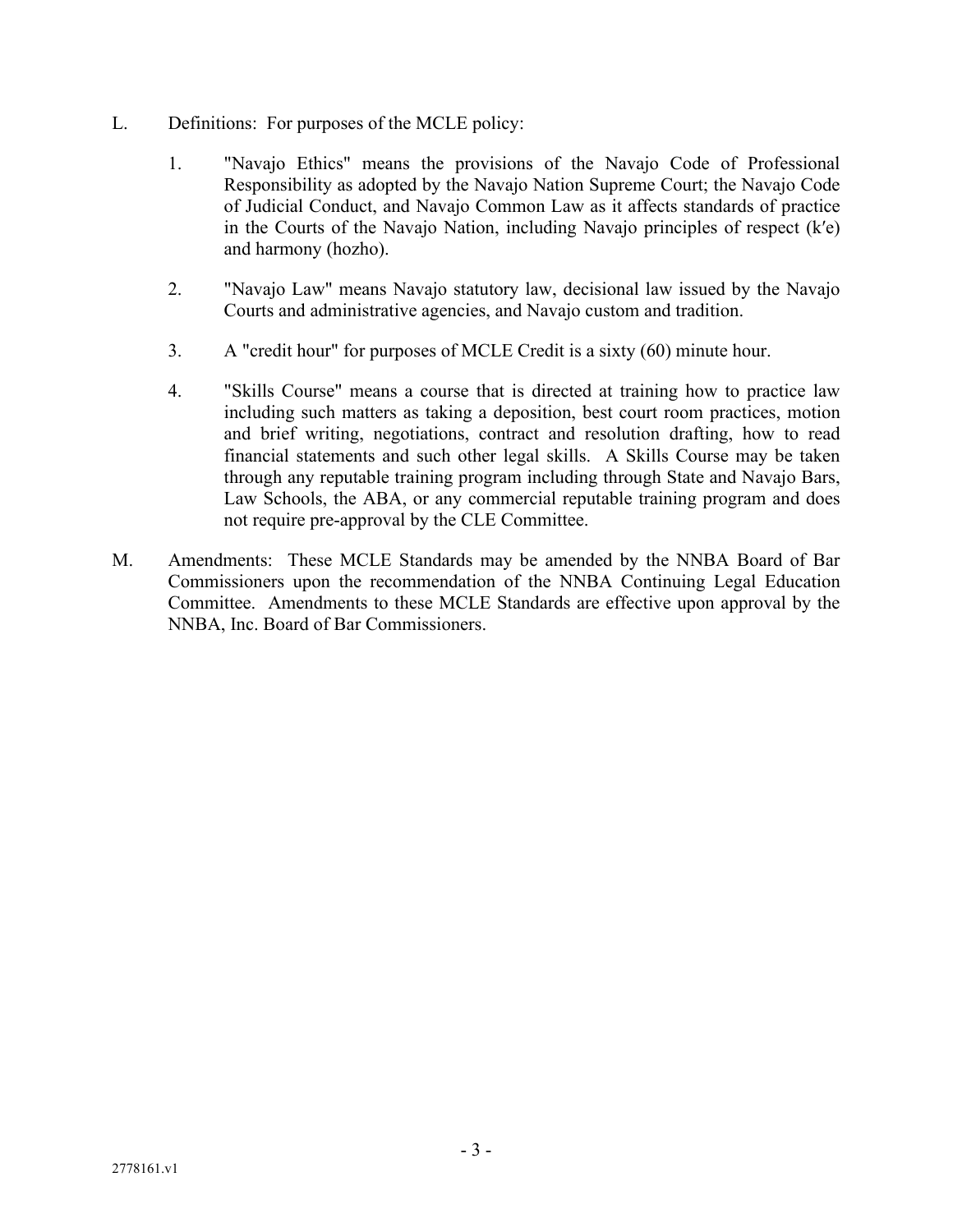L. Definitions: For purposes of the MCLE policy:

1. "Navajo Ethics" means the provisions of the Navajo Code of Professional Responsibility as adopted by the Navajo Nation Supreme Court; the Navajo Code of Judicial Conduct, and Navajo Common Law as it affects standards of practice in the Courts of the Navajo Nation, including Navajo principles of respect (k′e) and harmony (hozho).

2. "Navajo Law" means Navajo statutory law, decisional law issued by the Navajo Courts and administrative agencies, and Navajo custom and tradition.

3. A "credit hour" for purposes of MCLE Credit is a sixty (60) minute hour.

4. "Skills Course" means a course that is directed at training how to practice law including such matters as taking a deposition, best court room practices, motion and brief writing, negotiations, contract and resolution drafting, how to read financial statements and such other legal skills. A Skills Course may be taken through any reputable training program including through State and Navajo Bars, Law Schools, the ABA, or any commercial reputable training program and does not require pre-approval by the CLE Committee.

M. Amendments: These MCLE Standards may be amended by the NNBA Board of Bar Commissioners upon the recommendation of the NNBA Continuing Legal Education Committee. Amendments to these MCLE Standards are effective upon approval by the NNBA, Inc. Board of Bar Commissioners.

2778161.v1